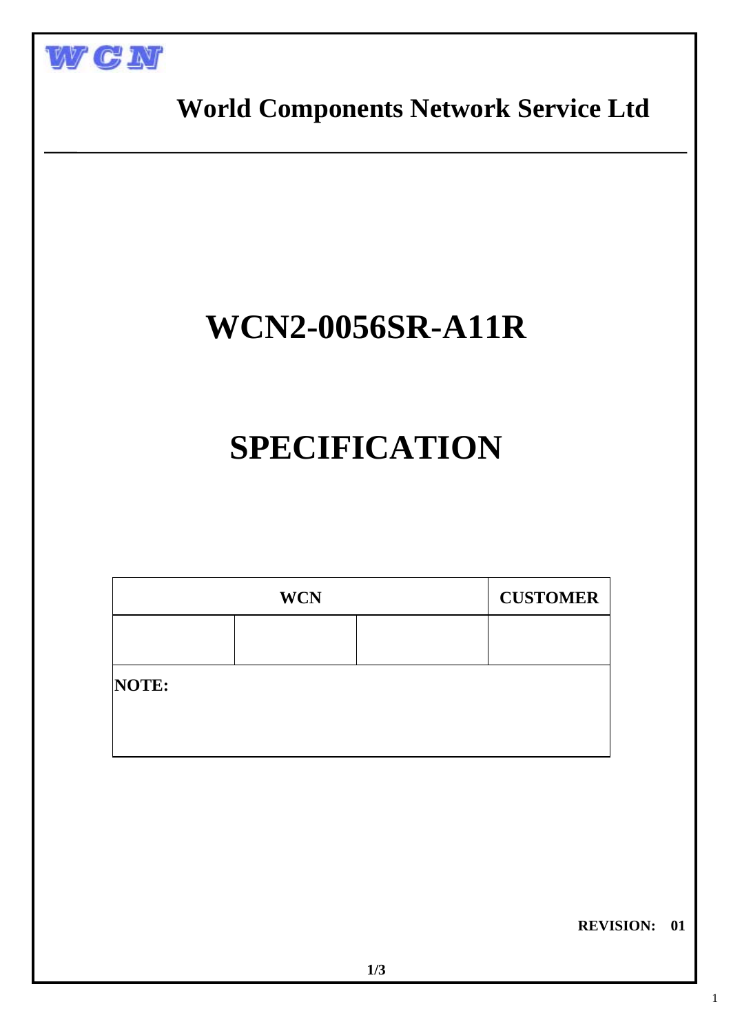WCN

# World Components Network Service Ltd

# WCN2-0056SR-A11R

# SPECIFICATION

| WCN | | | CUSTOMER |
|---|---|---|---|
| | | | |
| **NOTE:** | | | |

**REVISION: 01**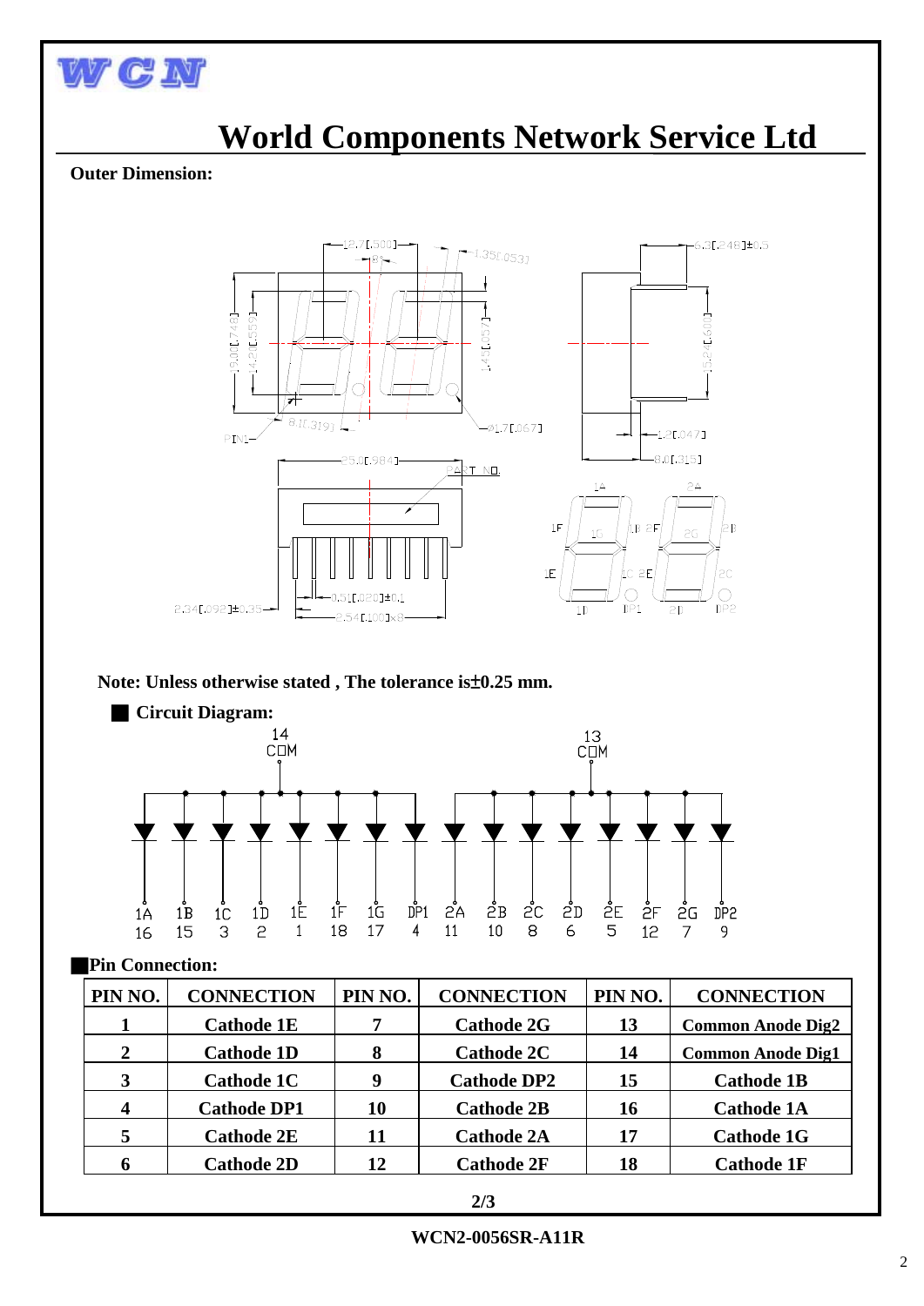# World Components Network Service Ltd

**Outer Dimension:**

**Note: Unless otherwise stated , The tolerance is±0.25 mm.**

## ■ Circuit Diagram:

## ■Pin Connection:

| PIN NO. | CONNECTION | PIN NO. | CONNECTION | PIN NO. | CONNECTION |
|---|---|---|---|---|---|
| 1 | Cathode 1E | 7 | Cathode 2G | 13 | Common Anode Dig2 |
| 2 | Cathode 1D | 8 | Cathode 2C | 14 | Common Anode Dig1 |
| 3 | Cathode 1C | 9 | Cathode DP2 | 15 | Cathode 1B |
| 4 | Cathode DP1 | 10 | Cathode 2B | 16 | Cathode 1A |
| 5 | Cathode 2E | 11 | Cathode 2A | 17 | Cathode 1G |
| 6 | Cathode 2D | 12 | Cathode 2F | 18 | Cathode 1F |

**WCN2-0056SR-A11R**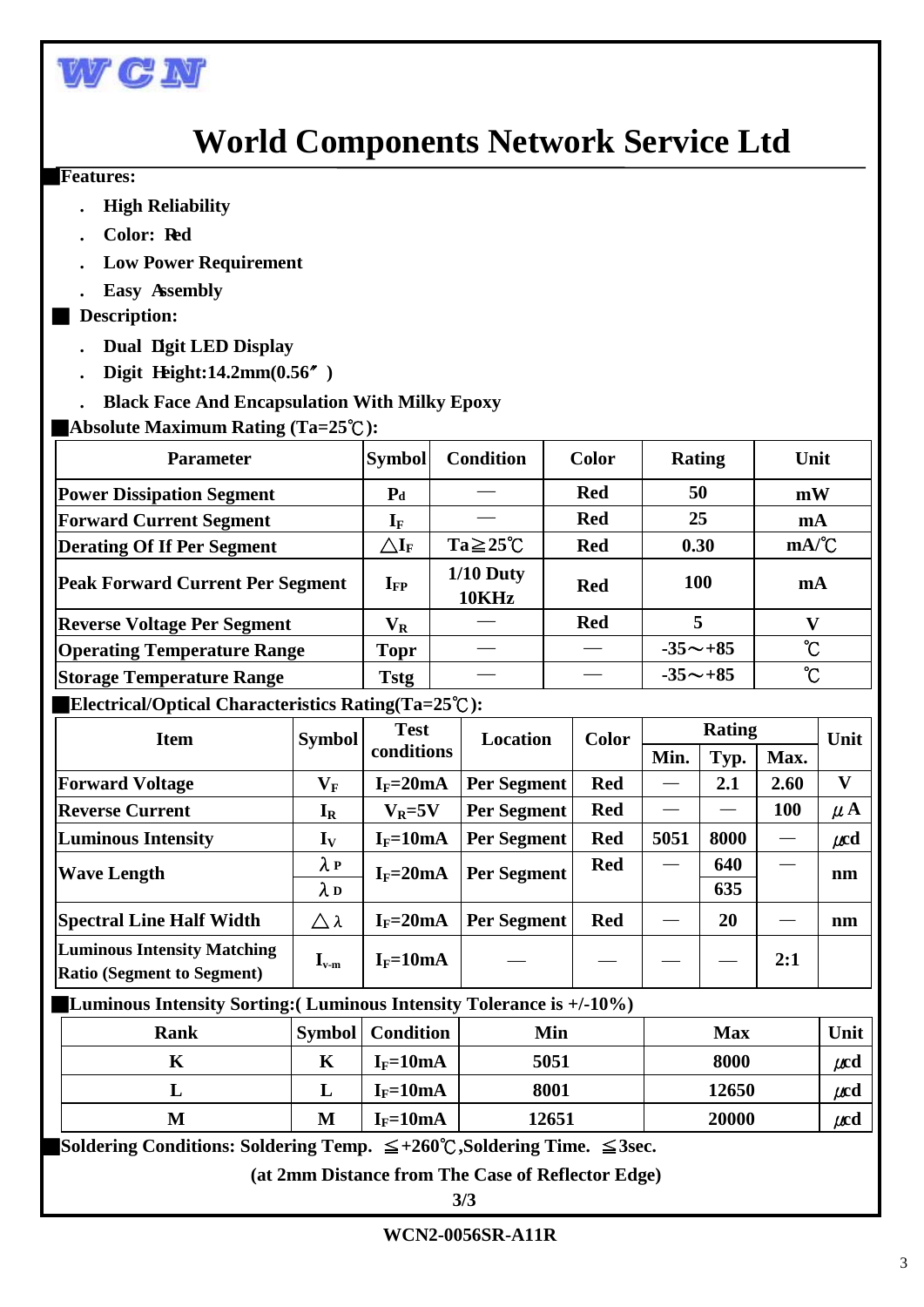WCN

# World Components Network Service Ltd

## Features:

- High Reliability
- Color: Red
- Low Power Requirement
- Easy Assembly

## Description:

- Dual Digit LED Display
- Digit Height:14.2mm(0.56″)
- Black Face And Encapsulation With Milky Epoxy

## Absolute Maximum Rating (Ta=25℃):

| Parameter | Symbol | Condition | Color | Rating | Unit |
|---|---|---|---|---|---|
| Power Dissipation Segment | $P_d$ | — | Red | 50 | mW |
| Forward Current Segment | $I_F$ | — | Red | 25 | mA |
| Derating Of If Per Segment | $\triangle I_F$ | Ta≧25℃ | Red | 0.30 | mA/℃ |
| Peak Forward Current Per Segment | $I_{FP}$ | 1/10 Duty 10KHz | Red | 100 | mA |
| Reverse Voltage Per Segment | $V_R$ | — | Red | 5 | V |
| Operating Temperature Range | Topr | — | — | -35～+85 | ℃ |
| Storage Temperature Range | Tstg | — | — | -35～+85 | ℃ |

## Electrical/Optical Characteristics Rating(Ta=25℃):

| Item | Symbol | Test conditions | Location | Color | Rating | | | Unit |
|---|---|---|---|---|---|---|---|---|
| | | | | | Min. | Typ. | Max. | |
| Forward Voltage | $V_F$ | $I_F$=20mA | Per Segment | Red | — | 2.1 | 2.60 | V |
| Reverse Current | $I_R$ | $V_R$=5V | Per Segment | Red | — | — | 100 | μA |
| Luminous Intensity | $I_V$ | $I_F$=10mA | Per Segment | Red | 5051 | 8000 | — | μcd |
| Wave Length | $\lambda_P$ / $\lambda_D$ | $I_F$=20mA | Per Segment | Red | — | 640 / 635 | — | nm |
| Spectral Line Half Width | $\triangle\lambda$ | $I_F$=20mA | Per Segment | Red | — | 20 | — | nm |
| Luminous Intensity Matching Ratio (Segment to Segment) | $I_{v-m}$ | $I_F$=10mA | — | — | — | — | 2:1 | |

## Luminous Intensity Sorting:( Luminous Intensity Tolerance is +/-10%)

| Rank | Symbol | Condition | Min | Max | Unit |
|---|---|---|---|---|---|
| K | K | $I_F$=10mA | 5051 | 8000 | μcd |
| L | L | $I_F$=10mA | 8001 | 12650 | μcd |
| M | M | $I_F$=10mA | 12651 | 20000 | μcd |

**Soldering Conditions: Soldering Temp. ≦+260℃,Soldering Time. ≦3sec.**

**(at 2mm Distance from The Case of Reflector Edge)**

WCN2-0056SR-A11R